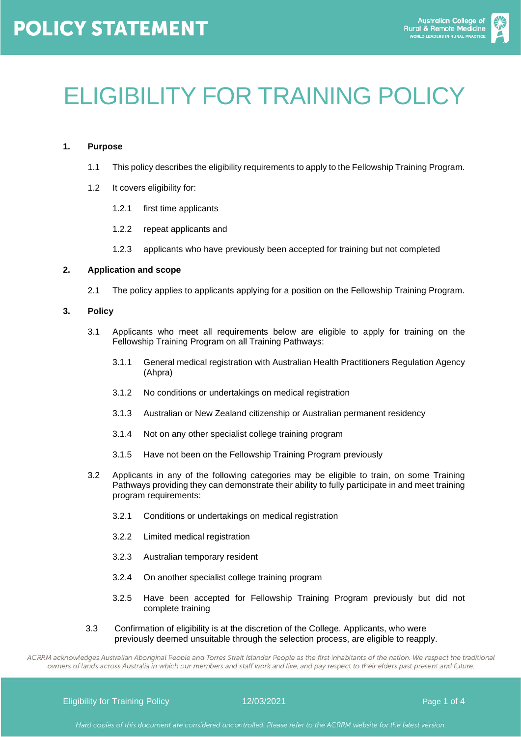# POLICY STATEMENT

# ELIGIBILITY FOR TRAINING POLICY

## 1. Purpose

1.1 This policy describes the eligibility requirements to apply to the Fellowship Training Program.

1.2 It covers eligibility for:

- 1.2.1 first time applicants
- 1.2.2 repeat applicants and
- 1.2.3 applicants who have previously been accepted for training but not completed

## 2. Application and scope

2.1 The policy applies to applicants applying for a position on the Fellowship Training Program.

## 3. Policy

3.1 Applicants who meet all requirements below are eligible to apply for training on the Fellowship Training Program on all Training Pathways:

- 3.1.1 General medical registration with Australian Health Practitioners Regulation Agency (Ahpra)
- 3.1.2 No conditions or undertakings on medical registration
- 3.1.3 Australian or New Zealand citizenship or Australian permanent residency
- 3.1.4 Not on any other specialist college training program
- 3.1.5 Have not been on the Fellowship Training Program previously

3.2 Applicants in any of the following categories may be eligible to train, on some Training Pathways providing they can demonstrate their ability to fully participate in and meet training program requirements:

- 3.2.1 Conditions or undertakings on medical registration
- 3.2.2 Limited medical registration
- 3.2.3 Australian temporary resident
- 3.2.4 On another specialist college training program
- 3.2.5 Have been accepted for Fellowship Training Program previously but did not complete training

3.3 Confirmation of eligibility is at the discretion of the College. Applicants, who were previously deemed unsuitable through the selection process, are eligible to reapply.

*ACRRM acknowledges Australian Aboriginal People and Torres Strait Islander People as the first inhabitants of the nation. We respect the traditional owners of lands across Australia in which our members and staff work and live, and pay respect to their elders past present and future.*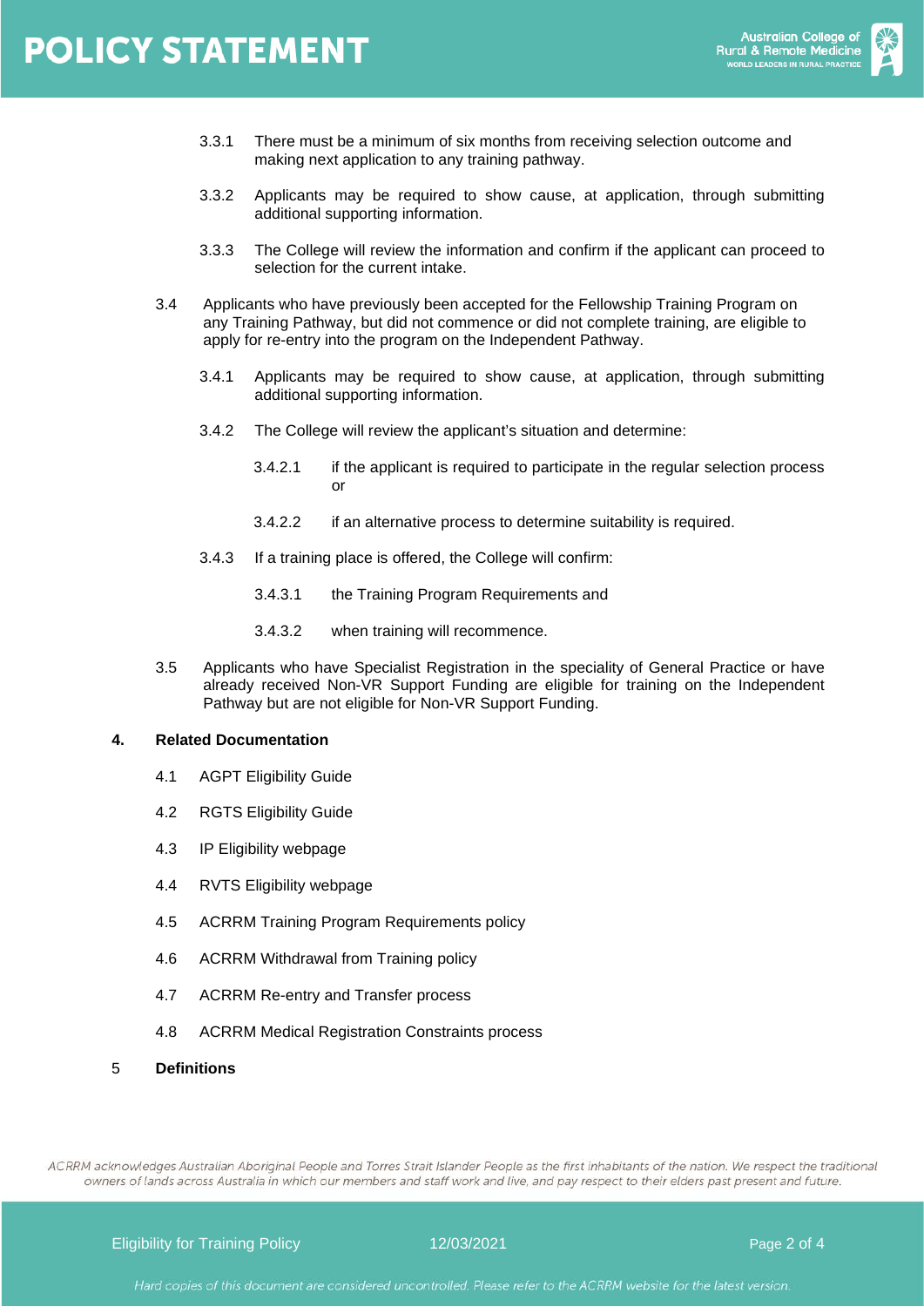3.3.1 There must be a minimum of six months from receiving selection outcome and making next application to any training pathway.

3.3.2 Applicants may be required to show cause, at application, through submitting additional supporting information.

3.3.3 The College will review the information and confirm if the applicant can proceed to selection for the current intake.

3.4 Applicants who have previously been accepted for the Fellowship Training Program on any Training Pathway, but did not commence or did not complete training, are eligible to apply for re-entry into the program on the Independent Pathway.

3.4.1 Applicants may be required to show cause, at application, through submitting additional supporting information.

3.4.2 The College will review the applicant's situation and determine:

3.4.2.1 if the applicant is required to participate in the regular selection process or

3.4.2.2 if an alternative process to determine suitability is required.

3.4.3 If a training place is offered, the College will confirm:

3.4.3.1 the Training Program Requirements and

3.4.3.2 when training will recommence.

3.5 Applicants who have Specialist Registration in the speciality of General Practice or have already received Non-VR Support Funding are eligible for training on the Independent Pathway but are not eligible for Non-VR Support Funding.

## 4. Related Documentation

4.1 AGPT Eligibility Guide

4.2 RGTS Eligibility Guide

4.3 IP Eligibility webpage

4.4 RVTS Eligibility webpage

4.5 ACRRM Training Program Requirements policy

4.6 ACRRM Withdrawal from Training policy

4.7 ACRRM Re-entry and Transfer process

4.8 ACRRM Medical Registration Constraints process

## 5 Definitions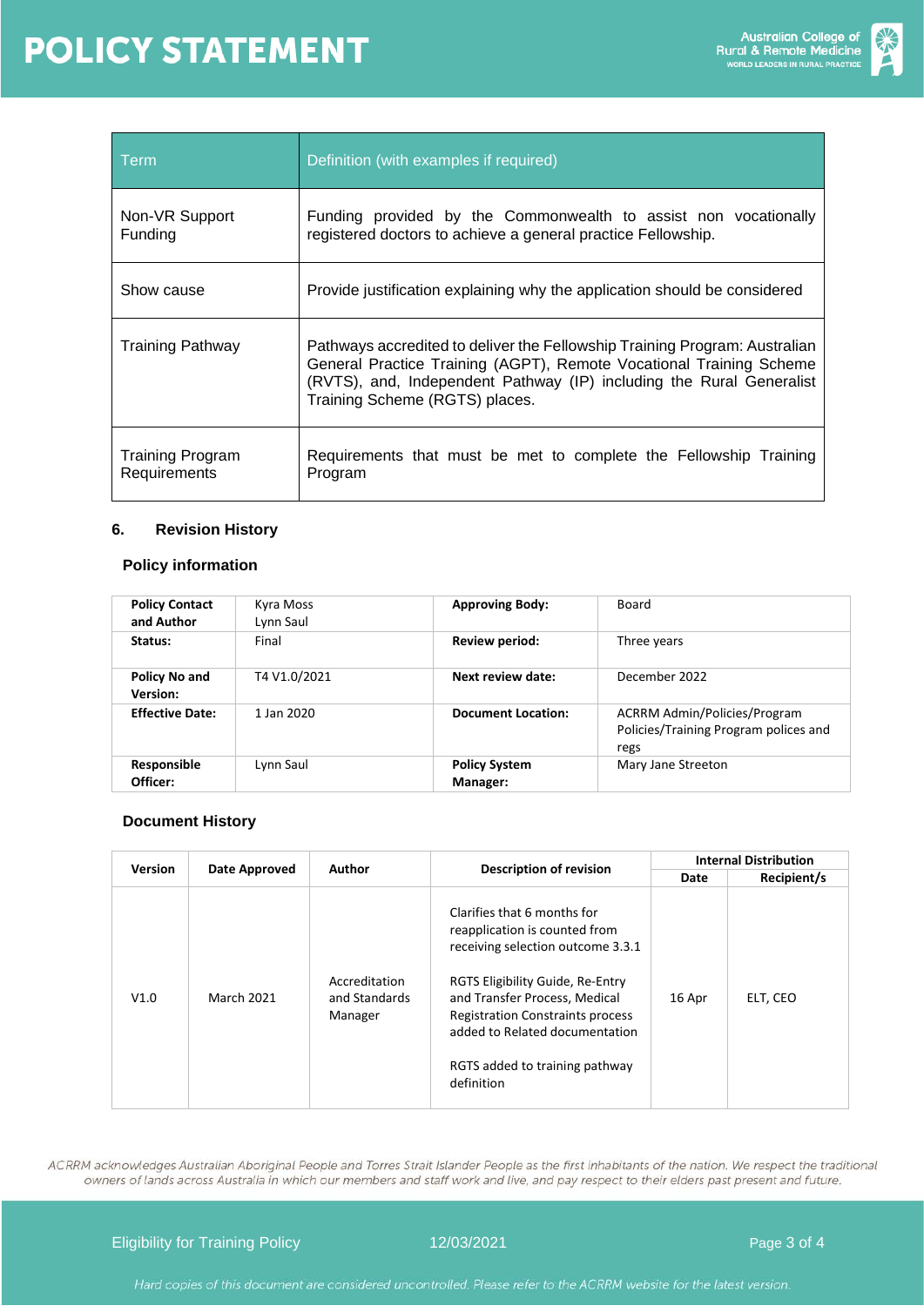| Term | Definition (with examples if required) |
| --- | --- |
| Non-VR Support Funding | Funding provided by the Commonwealth to assist non vocationally registered doctors to achieve a general practice Fellowship. |
| Show cause | Provide justification explaining why the application should be considered |
| Training Pathway | Pathways accredited to deliver the Fellowship Training Program: Australian General Practice Training (AGPT), Remote Vocational Training Scheme (RVTS), and, Independent Pathway (IP) including the Rural Generalist Training Scheme (RGTS) places. |
| Training Program Requirements | Requirements that must be met to complete the Fellowship Training Program |

## 6. Revision History

### Policy information

| | | | |
| --- | --- | --- | --- |
| **Policy Contact and Author** | Kyra Moss<br>Lynn Saul | **Approving Body:** | Board |
| **Status:** | Final | **Review period:** | Three years |
| **Policy No and Version:** | T4 V1.0/2021 | **Next review date:** | December 2022 |
| **Effective Date:** | 1 Jan 2020 | **Document Location:** | ACRRM Admin/Policies/Program Policies/Training Program polices and regs |
| **Responsible Officer:** | Lynn Saul | **Policy System Manager:** | Mary Jane Streeton |

### Document History

| Version | Date Approved | Author | Description of revision | Internal Distribution | |
| --- | --- | --- | --- | --- | --- |
| | | | | Date | Recipient/s |
| V1.0 | March 2021 | Accreditation and Standards Manager | Clarifies that 6 months for reapplication is counted from receiving selection outcome 3.3.1<br><br>RGTS Eligibility Guide, Re-Entry and Transfer Process, Medical Registration Constraints process added to Related documentation<br><br>RGTS added to training pathway definition | 16 Apr | ELT, CEO |

*ACRRM acknowledges Australian Aboriginal People and Torres Strait Islander People as the first inhabitants of the nation. We respect the traditional owners of lands across Australia in which our members and staff work and live, and pay respect to their elders past present and future.*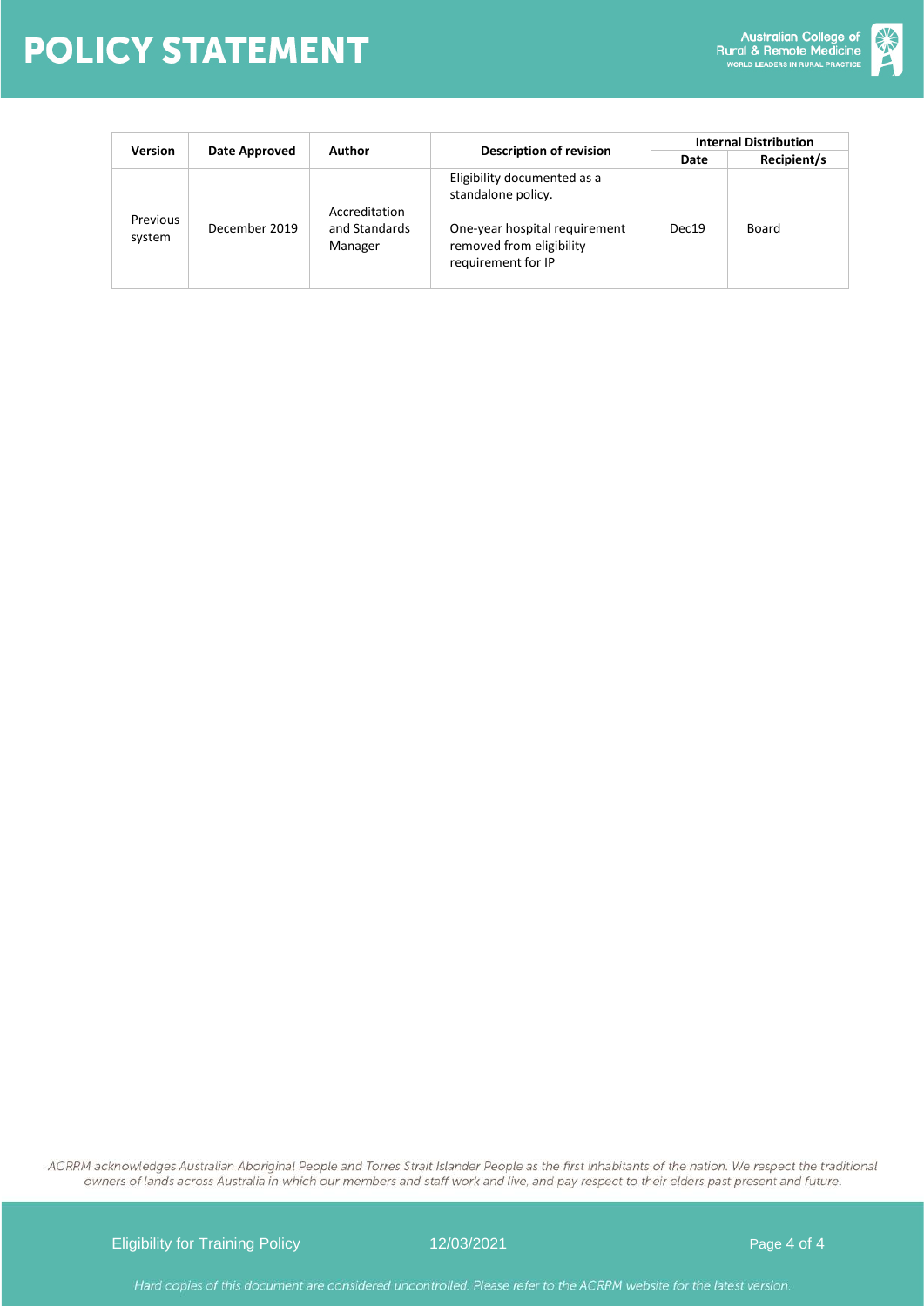| Version | Date Approved | Author | Description of revision | Internal Distribution | |
|---|---|---|---|---|---|
| | | | | Date | Recipient/s |
| Previous system | December 2019 | Accreditation and Standards Manager | Eligibility documented as a standalone policy.<br><br>One-year hospital requirement removed from eligibility requirement for IP | Dec19 | Board |

*ACRRM acknowledges Australian Aboriginal People and Torres Strait Islander People as the first inhabitants of the nation. We respect the traditional owners of lands across Australia in which our members and staff work and live, and pay respect to their elders past present and future.*